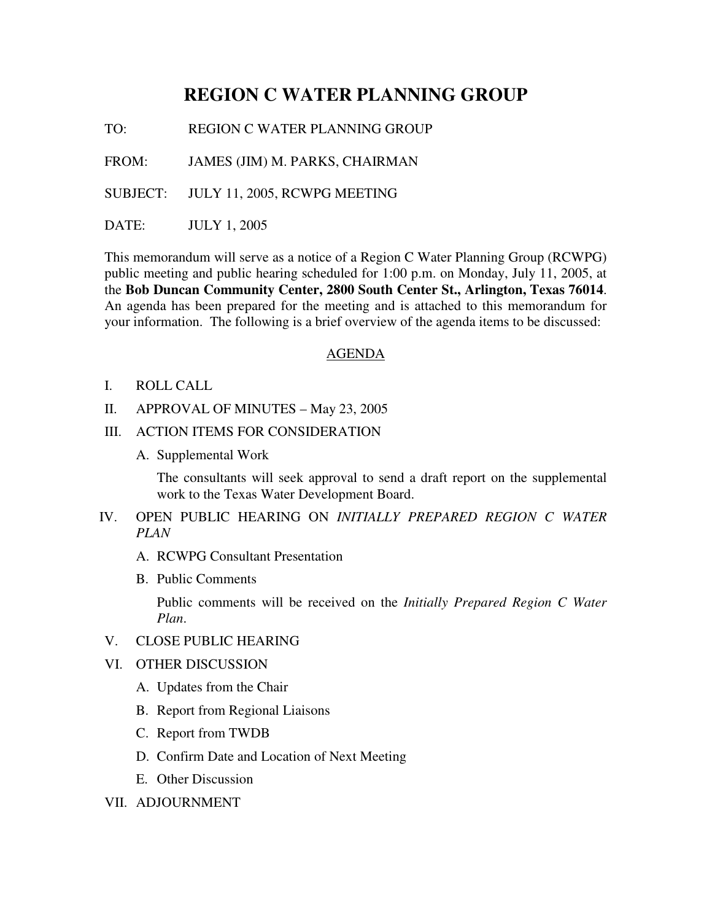# REGION C WATER PLANNING GROUP

TO: REGION C WATER PLANNING GROUP

FROM: JAMES (JIM) M. PARKS, CHAIRMAN

SUBJECT: JULY 11, 2005, RCWPG MEETING

DATE: JULY 1, 2005

This memorandum will serve as a notice of a Region C Water Planning Group (RCWPG) public meeting and public hearing scheduled for 1:00 p.m. on Monday, July 11, 2005, at the **Bob Duncan Community Center, 2800 South Center St., Arlington, Texas 76014**. An agenda has been prepared for the meeting and is attached to this memorandum for your information. The following is a brief overview of the agenda items to be discussed:

## AGENDA

I. ROLL CALL

II. APPROVAL OF MINUTES – May 23, 2005

III. ACTION ITEMS FOR CONSIDERATION

  A. Supplemental Work

  The consultants will seek approval to send a draft report on the supplemental work to the Texas Water Development Board.

IV. OPEN PUBLIC HEARING ON *INITIALLY PREPARED REGION C WATER PLAN*

  A. RCWPG Consultant Presentation

  B. Public Comments

  Public comments will be received on the *Initially Prepared Region C Water Plan*.

V. CLOSE PUBLIC HEARING

VI. OTHER DISCUSSION

  A. Updates from the Chair

  B. Report from Regional Liaisons

  C. Report from TWDB

  D. Confirm Date and Location of Next Meeting

  E. Other Discussion

VII. ADJOURNMENT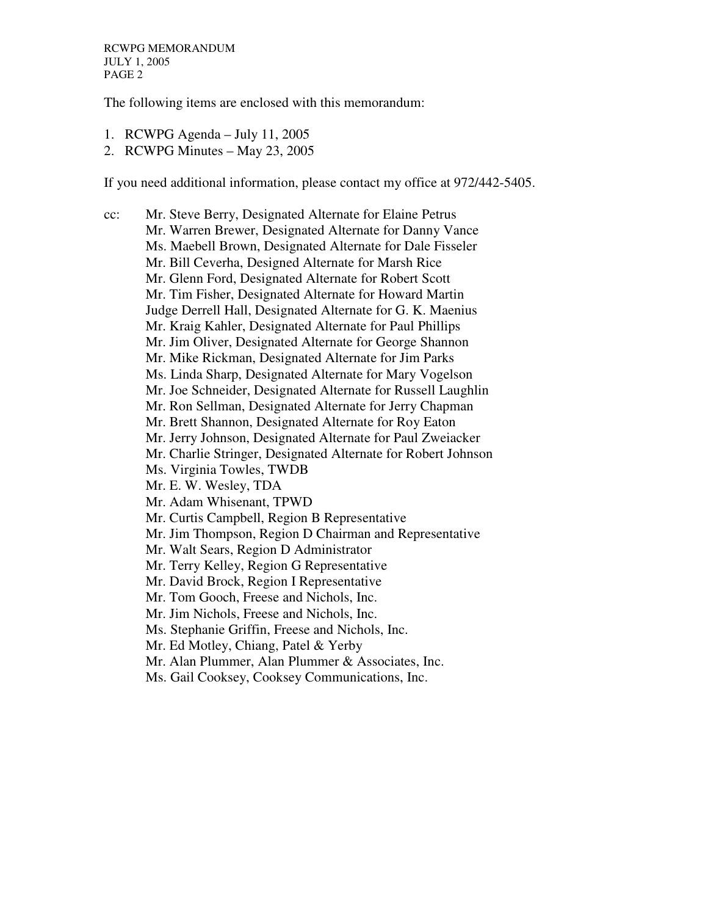The following items are enclosed with this memorandum:

1. RCWPG Agenda – July 11, 2005
2. RCWPG Minutes – May 23, 2005

If you need additional information, please contact my office at 972/442-5405.

cc: Mr. Steve Berry, Designated Alternate for Elaine Petrus
Mr. Warren Brewer, Designated Alternate for Danny Vance
Ms. Maebell Brown, Designated Alternate for Dale Fisseler
Mr. Bill Ceverha, Designed Alternate for Marsh Rice
Mr. Glenn Ford, Designated Alternate for Robert Scott
Mr. Tim Fisher, Designated Alternate for Howard Martin
Judge Derrell Hall, Designated Alternate for G. K. Maenius
Mr. Kraig Kahler, Designated Alternate for Paul Phillips
Mr. Jim Oliver, Designated Alternate for George Shannon
Mr. Mike Rickman, Designated Alternate for Jim Parks
Ms. Linda Sharp, Designated Alternate for Mary Vogelson
Mr. Joe Schneider, Designated Alternate for Russell Laughlin
Mr. Ron Sellman, Designated Alternate for Jerry Chapman
Mr. Brett Shannon, Designated Alternate for Roy Eaton
Mr. Jerry Johnson, Designated Alternate for Paul Zweiacker
Mr. Charlie Stringer, Designated Alternate for Robert Johnson
Ms. Virginia Towles, TWDB
Mr. E. W. Wesley, TDA
Mr. Adam Whisenant, TPWD
Mr. Curtis Campbell, Region B Representative
Mr. Jim Thompson, Region D Chairman and Representative
Mr. Walt Sears, Region D Administrator
Mr. Terry Kelley, Region G Representative
Mr. David Brock, Region I Representative
Mr. Tom Gooch, Freese and Nichols, Inc.
Mr. Jim Nichols, Freese and Nichols, Inc.
Ms. Stephanie Griffin, Freese and Nichols, Inc.
Mr. Ed Motley, Chiang, Patel & Yerby
Mr. Alan Plummer, Alan Plummer & Associates, Inc.
Ms. Gail Cooksey, Cooksey Communications, Inc.